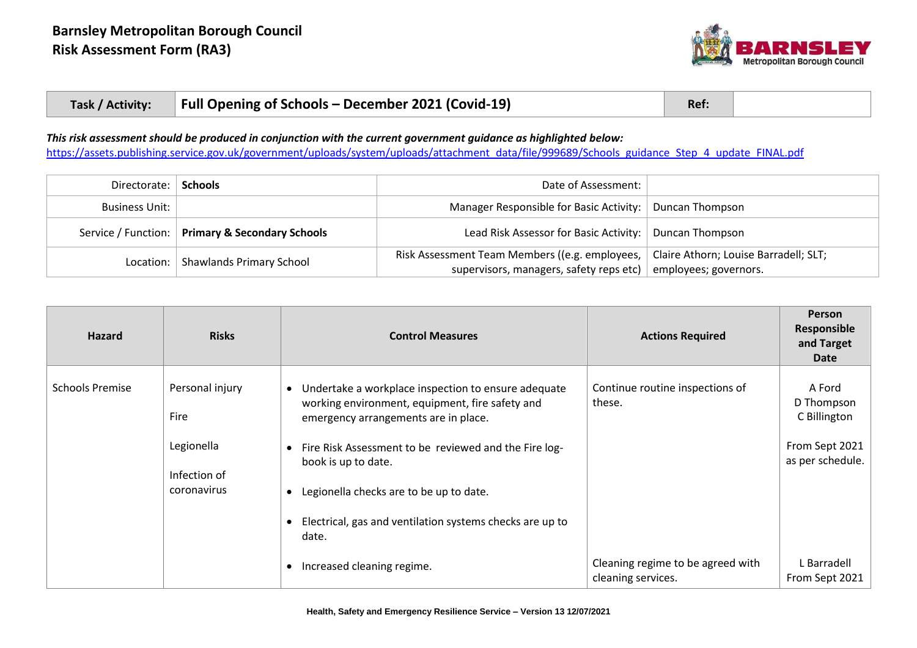# Barnsley Metropolitan Borough Council
## Risk Assessment Form (RA3)

| Task / Activity: | Full Opening of Schools – December 2021 (Covid-19) | Ref: | |
|---|---|---|---|

***This risk assessment should be produced in conjunction with the current government guidance as highlighted below:***
https://assets.publishing.service.gov.uk/government/uploads/system/uploads/attachment_data/file/999689/Schools_guidance_Step_4_update_FINAL.pdf

| | | | |
|---|---|---|---|
| Directorate: | **Schools** | Date of Assessment: | |
| Business Unit: | | Manager Responsible for Basic Activity: | Duncan Thompson |
| Service / Function: | **Primary & Secondary Schools** | Lead Risk Assessor for Basic Activity: | Duncan Thompson |
| Location: | Shawlands Primary School | Risk Assessment Team Members ((e.g. employees, supervisors, managers, safety reps etc) | Claire Athorn; Louise Barradell; SLT; employees; governors. |

| Hazard | Risks | Control Measures | Actions Required | Person Responsible and Target Date |
|---|---|---|---|---|
| Schools Premise | Personal injury<br><br>Fire<br><br>Legionella<br><br>Infection of coronavirus | • Undertake a workplace inspection to ensure adequate working environment, equipment, fire safety and emergency arrangements are in place.<br><br>• Fire Risk Assessment to be reviewed and the Fire log-book is up to date.<br><br>• Legionella checks are to be up to date.<br><br>• Electrical, gas and ventilation systems checks are up to date. | Continue routine inspections of these. | A Ford<br>D Thompson<br>C Billington<br><br>From Sept 2021 as per schedule. |
| | | • Increased cleaning regime. | Cleaning regime to be agreed with cleaning services. | L Barradell<br>From Sept 2021 |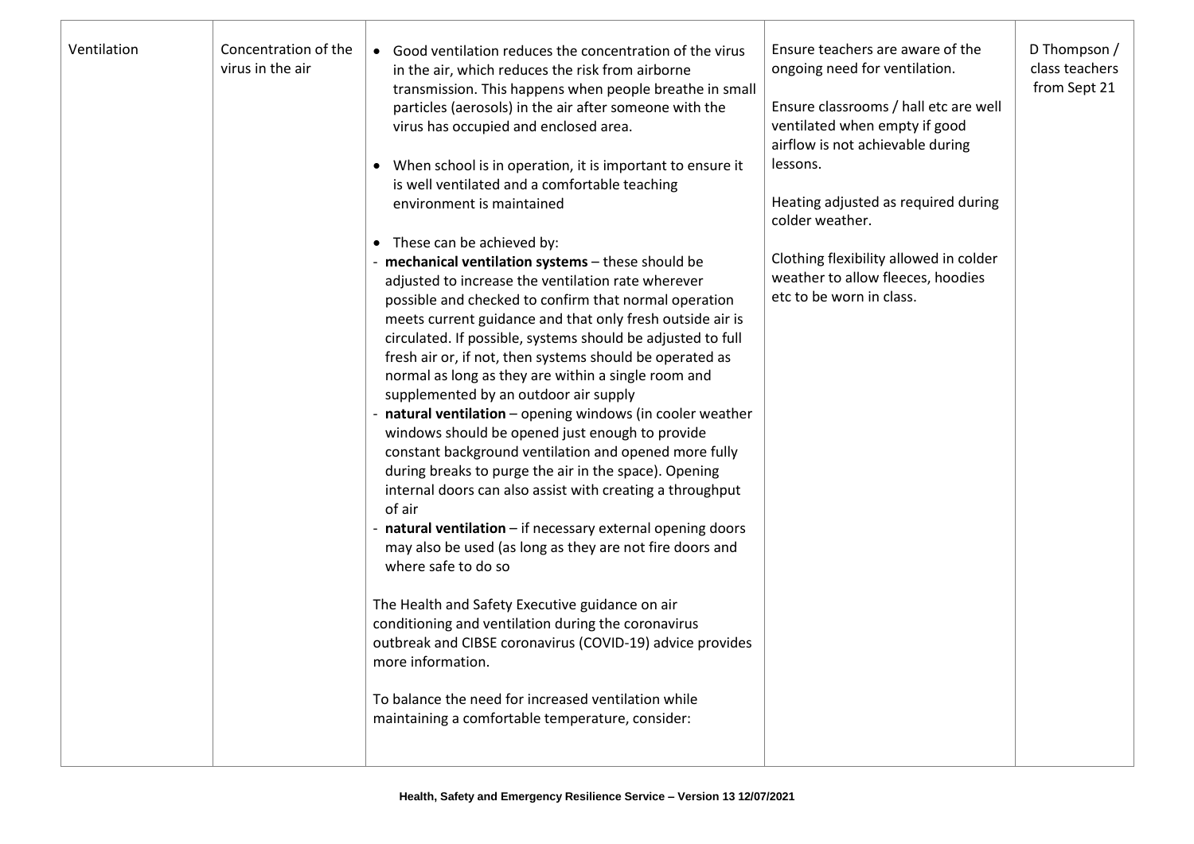| Ventilation | Concentration of the virus in the air | • Good ventilation reduces the concentration of the virus in the air, which reduces the risk from airborne transmission. This happens when people breathe in small particles (aerosols) in the air after someone with the virus has occupied and enclosed area.<br><br>• When school is in operation, it is important to ensure it is well ventilated and a comfortable teaching environment is maintained<br><br>• These can be achieved by:<br>- **mechanical ventilation systems** – these should be adjusted to increase the ventilation rate wherever possible and checked to confirm that normal operation meets current guidance and that only fresh outside air is circulated. If possible, systems should be adjusted to full fresh air or, if not, then systems should be operated as normal as long as they are within a single room and supplemented by an outdoor air supply<br>- **natural ventilation** – opening windows (in cooler weather windows should be opened just enough to provide constant background ventilation and opened more fully during breaks to purge the air in the space). Opening internal doors can also assist with creating a throughput of air<br>- **natural ventilation** – if necessary external opening doors may also be used (as long as they are not fire doors and where safe to do so<br><br>The Health and Safety Executive guidance on air conditioning and ventilation during the coronavirus outbreak and CIBSE coronavirus (COVID-19) advice provides more information.<br><br>To balance the need for increased ventilation while maintaining a comfortable temperature, consider: | Ensure teachers are aware of the ongoing need for ventilation.<br><br>Ensure classrooms / hall etc are well ventilated when empty if good airflow is not achievable during lessons.<br><br>Heating adjusted as required during colder weather.<br><br>Clothing flexibility allowed in colder weather to allow fleeces, hoodies etc to be worn in class. | D Thompson / class teachers from Sept 21 |
|---|---|---|---|---|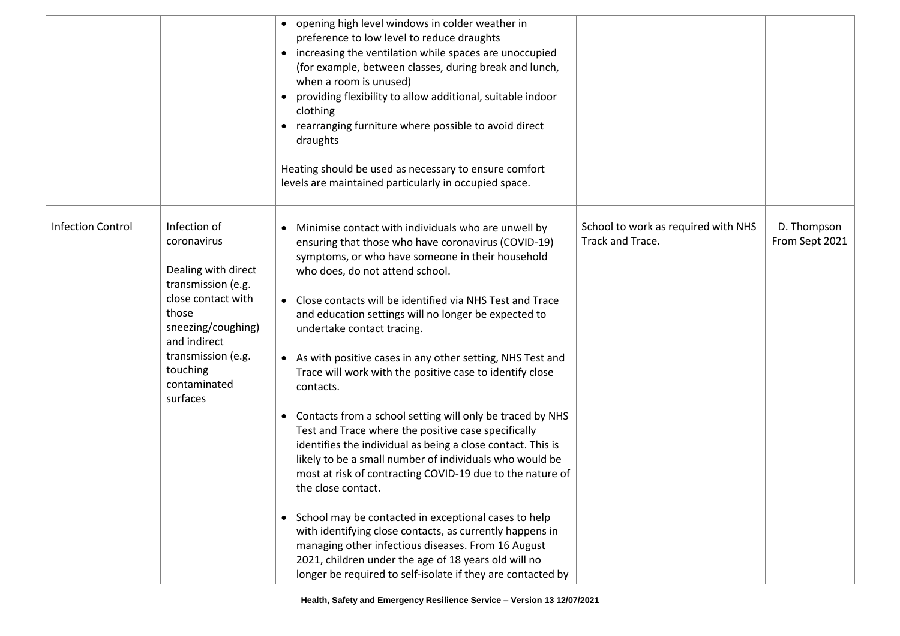| | | | | |
|---|---|---|---|---|
| | | • opening high level windows in colder weather in preference to low level to reduce draughts<br>• increasing the ventilation while spaces are unoccupied (for example, between classes, during break and lunch, when a room is unused)<br>• providing flexibility to allow additional, suitable indoor clothing<br>• rearranging furniture where possible to avoid direct draughts<br><br>Heating should be used as necessary to ensure comfort levels are maintained particularly in occupied space. | | |
| Infection Control | Infection of coronavirus<br><br>Dealing with direct transmission (e.g. close contact with those sneezing/coughing) and indirect transmission (e.g. touching contaminated surfaces | • Minimise contact with individuals who are unwell by ensuring that those who have coronavirus (COVID-19) symptoms, or who have someone in their household who does, do not attend school.<br><br>• Close contacts will be identified via NHS Test and Trace and education settings will no longer be expected to undertake contact tracing.<br><br>• As with positive cases in any other setting, NHS Test and Trace will work with the positive case to identify close contacts.<br><br>• Contacts from a school setting will only be traced by NHS Test and Trace where the positive case specifically identifies the individual as being a close contact. This is likely to be a small number of individuals who would be most at risk of contracting COVID-19 due to the nature of the close contact.<br><br>• School may be contacted in exceptional cases to help with identifying close contacts, as currently happens in managing other infectious diseases. From 16 August 2021, children under the age of 18 years old will no longer be required to self-isolate if they are contacted by | School to work as required with NHS Track and Trace. | D. Thompson From Sept 2021 |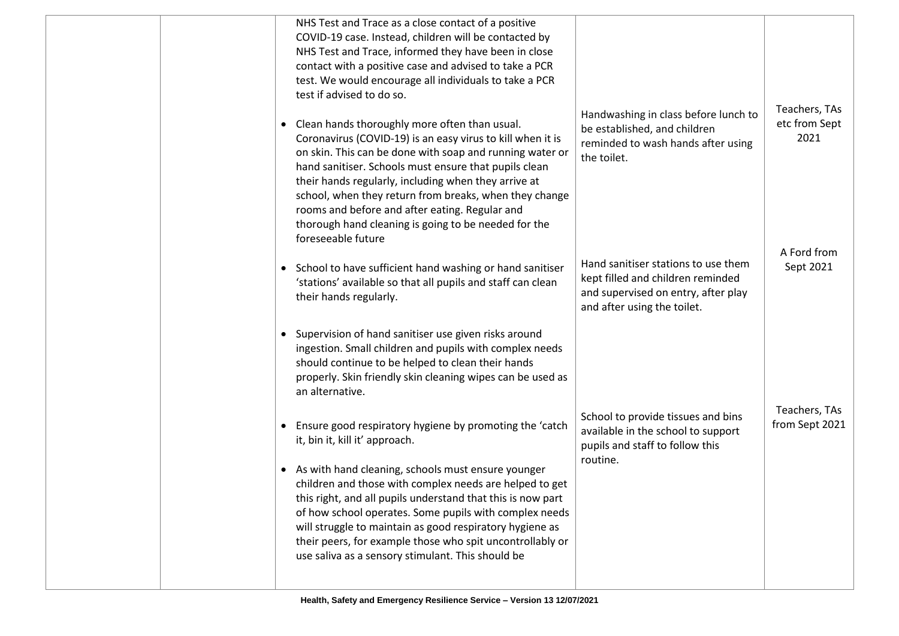| | | | | |
|---|---|---|---|---|
| | | NHS Test and Trace as a close contact of a positive COVID-19 case. Instead, children will be contacted by NHS Test and Trace, informed they have been in close contact with a positive case and advised to take a PCR test. We would encourage all individuals to take a PCR test if advised to do so. | | |
| | | • Clean hands thoroughly more often than usual. Coronavirus (COVID-19) is an easy virus to kill when it is on skin. This can be done with soap and running water or hand sanitiser. Schools must ensure that pupils clean their hands regularly, including when they arrive at school, when they return from breaks, when they change rooms and before and after eating. Regular and thorough hand cleaning is going to be needed for the foreseeable future | Handwashing in class before lunch to be established, and children reminded to wash hands after using the toilet. | Teachers, TAs etc from Sept 2021 |
| | | • School to have sufficient hand washing or hand sanitiser 'stations' available so that all pupils and staff can clean their hands regularly. | Hand sanitiser stations to use them kept filled and children reminded and supervised on entry, after play and after using the toilet. | A Ford from Sept 2021 |
| | | • Supervision of hand sanitiser use given risks around ingestion. Small children and pupils with complex needs should continue to be helped to clean their hands properly. Skin friendly skin cleaning wipes can be used as an alternative. | | |
| | | • Ensure good respiratory hygiene by promoting the 'catch it, bin it, kill it' approach. | School to provide tissues and bins available in the school to support pupils and staff to follow this routine. | Teachers, TAs from Sept 2021 |
| | | • As with hand cleaning, schools must ensure younger children and those with complex needs are helped to get this right, and all pupils understand that this is now part of how school operates. Some pupils with complex needs will struggle to maintain as good respiratory hygiene as their peers, for example those who spit uncontrollably or use saliva as a sensory stimulant. This should be | | |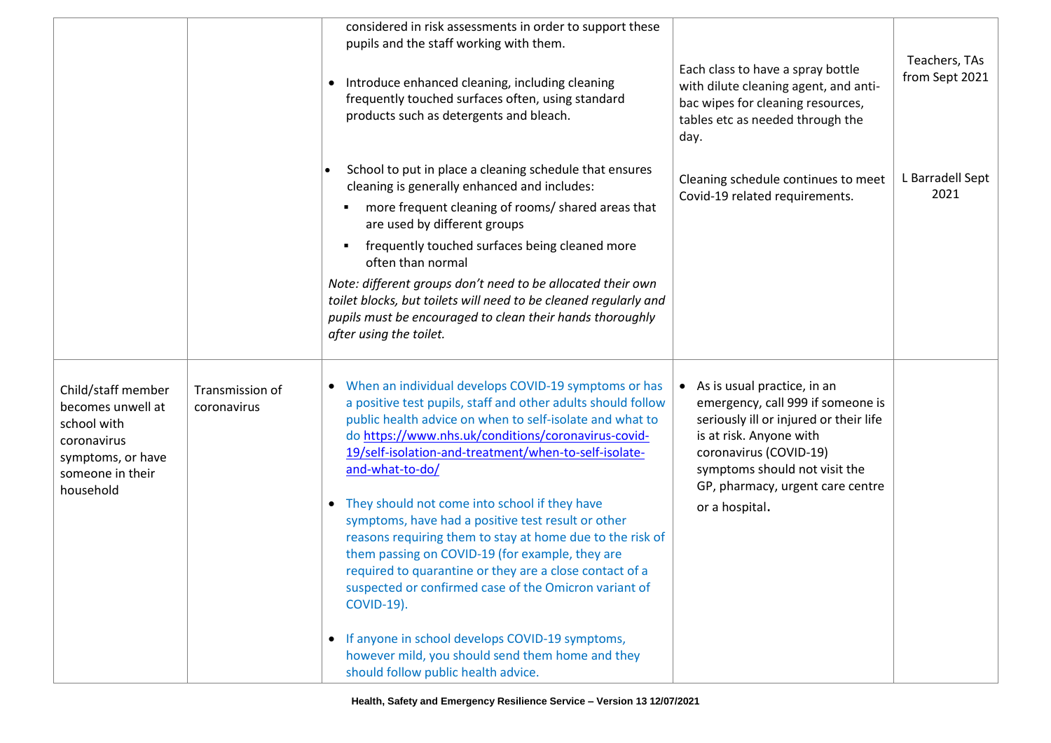| | | | | |
|---|---|---|---|---|
| | | considered in risk assessments in order to support these pupils and the staff working with them.<br><br>• Introduce enhanced cleaning, including cleaning frequently touched surfaces often, using standard products such as detergents and bleach.<br><br>• School to put in place a cleaning schedule that ensures cleaning is generally enhanced and includes:<br>▪ more frequent cleaning of rooms/ shared areas that are used by different groups<br>▪ frequently touched surfaces being cleaned more often than normal<br>*Note: different groups don't need to be allocated their own toilet blocks, but toilets will need to be cleaned regularly and pupils must be encouraged to clean their hands thoroughly after using the toilet.* | Each class to have a spray bottle with dilute cleaning agent, and anti-bac wipes for cleaning resources, tables etc as needed through the day.<br><br>Cleaning schedule continues to meet Covid-19 related requirements. | Teachers, TAs from Sept 2021<br><br>L Barradell Sept 2021 |
| Child/staff member becomes unwell at school with coronavirus symptoms, or have someone in their household | Transmission of coronavirus | • When an individual develops COVID-19 symptoms or has a positive test pupils, staff and other adults should follow public health advice on when to self-isolate and what to do https://www.nhs.uk/conditions/coronavirus-covid-19/self-isolation-and-treatment/when-to-self-isolate-and-what-to-do/<br><br>• They should not come into school if they have symptoms, have had a positive test result or other reasons requiring them to stay at home due to the risk of them passing on COVID-19 (for example, they are required to quarantine or they are a close contact of a suspected or confirmed case of the Omicron variant of COVID-19).<br><br>• If anyone in school develops COVID-19 symptoms, however mild, you should send them home and they should follow public health advice. | • As is usual practice, in an emergency, call 999 if someone is seriously ill or injured or their life is at risk. Anyone with coronavirus (COVID-19) symptoms should not visit the GP, pharmacy, urgent care centre or a hospital. | |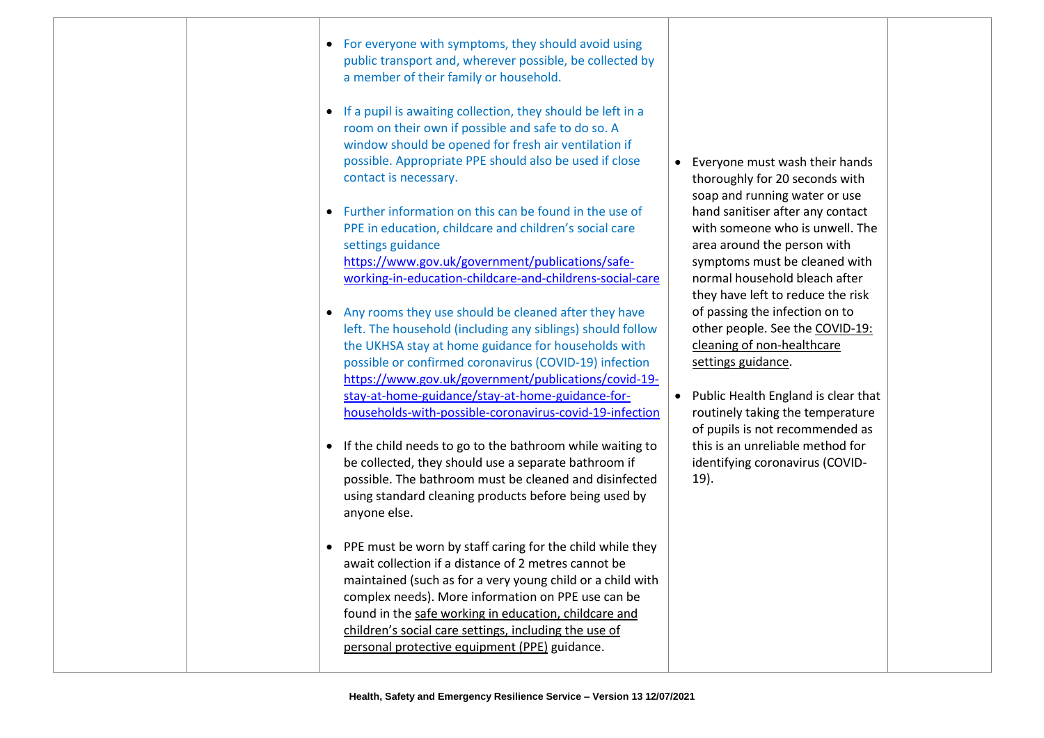| | | | | |
|---|---|---|---|---|
| | | • For everyone with symptoms, they should avoid using public transport and, wherever possible, be collected by a member of their family or household.<br><br>• If a pupil is awaiting collection, they should be left in a room on their own if possible and safe to do so. A window should be opened for fresh air ventilation if possible. Appropriate PPE should also be used if close contact is necessary.<br><br>• Further information on this can be found in the use of PPE in education, childcare and children's social care settings guidance https://www.gov.uk/government/publications/safe-working-in-education-childcare-and-childrens-social-care<br><br>• Any rooms they use should be cleaned after they have left. The household (including any siblings) should follow the UKHSA stay at home guidance for households with possible or confirmed coronavirus (COVID-19) infection https://www.gov.uk/government/publications/covid-19-stay-at-home-guidance/stay-at-home-guidance-for-households-with-possible-coronavirus-covid-19-infection<br><br>• If the child needs to go to the bathroom while waiting to be collected, they should use a separate bathroom if possible. The bathroom must be cleaned and disinfected using standard cleaning products before being used by anyone else.<br><br>• PPE must be worn by staff caring for the child while they await collection if a distance of 2 metres cannot be maintained (such as for a very young child or a child with complex needs). More information on PPE use can be found in the safe working in education, childcare and children's social care settings, including the use of personal protective equipment (PPE) guidance. | • Everyone must wash their hands thoroughly for 20 seconds with soap and running water or use hand sanitiser after any contact with someone who is unwell. The area around the person with symptoms must be cleaned with normal household bleach after they have left to reduce the risk of passing the infection on to other people. See the COVID-19: cleaning of non-healthcare settings guidance.<br><br>• Public Health England is clear that routinely taking the temperature of pupils is not recommended as this is an unreliable method for identifying coronavirus (COVID-19). | |

Health, Safety and Emergency Resilience Service – Version 13 12/07/2021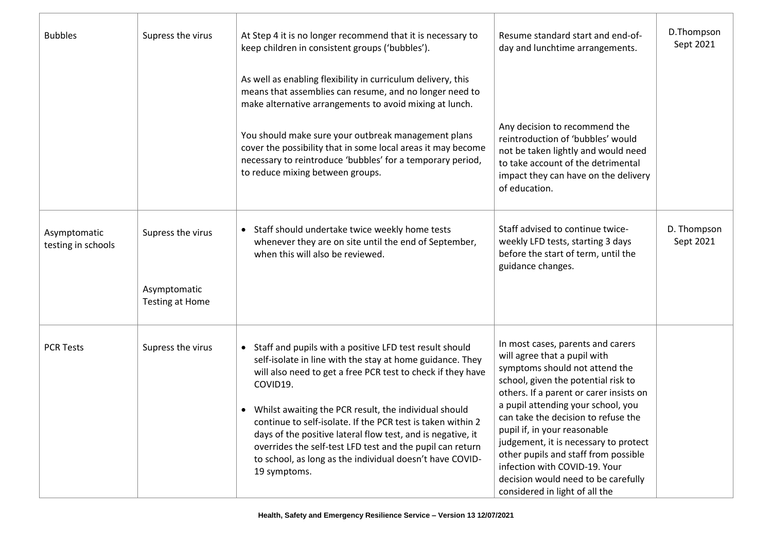| Bubbles | Supress the virus | At Step 4 it is no longer recommend that it is necessary to keep children in consistent groups ('bubbles').<br><br>As well as enabling flexibility in curriculum delivery, this means that assemblies can resume, and no longer need to make alternative arrangements to avoid mixing at lunch.<br><br>You should make sure your outbreak management plans cover the possibility that in some local areas it may become necessary to reintroduce 'bubbles' for a temporary period, to reduce mixing between groups. | Resume standard start and end-of-day and lunchtime arrangements.<br><br>Any decision to recommend the reintroduction of 'bubbles' would not be taken lightly and would need to take account of the detrimental impact they can have on the delivery of education. | D.Thompson Sept 2021 |
|---|---|---|---|---|
| Asymptomatic testing in schools | Supress the virus<br><br>Asymptomatic Testing at Home | • Staff should undertake twice weekly home tests whenever they are on site until the end of September, when this will also be reviewed. | Staff advised to continue twice-weekly LFD tests, starting 3 days before the start of term, until the guidance changes. | D. Thompson Sept 2021 |
| PCR Tests | Supress the virus | • Staff and pupils with a positive LFD test result should self-isolate in line with the stay at home guidance. They will also need to get a free PCR test to check if they have COVID19.<br><br>• Whilst awaiting the PCR result, the individual should continue to self-isolate. If the PCR test is taken within 2 days of the positive lateral flow test, and is negative, it overrides the self-test LFD test and the pupil can return to school, as long as the individual doesn't have COVID-19 symptoms. | In most cases, parents and carers will agree that a pupil with symptoms should not attend the school, given the potential risk to others. If a parent or carer insists on a pupil attending your school, you can take the decision to refuse the pupil if, in your reasonable judgement, it is necessary to protect other pupils and staff from possible infection with COVID-19. Your decision would need to be carefully considered in light of all the | |

Health, Safety and Emergency Resilience Service – Version 13 12/07/2021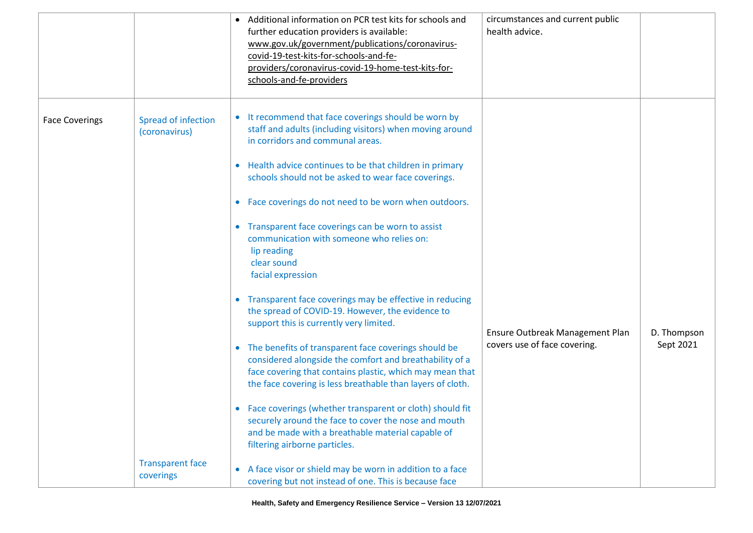| | | | | |
|---|---|---|---|---|
| | | • Additional information on PCR test kits for schools and further education providers is available: www.gov.uk/government/publications/coronavirus-covid-19-test-kits-for-schools-and-fe-providers/coronavirus-covid-19-home-test-kits-for-schools-and-fe-providers | circumstances and current public health advice. | |
| Face Coverings | Spread of infection (coronavirus)<br><br>Transparent face coverings | • It recommend that face coverings should be worn by staff and adults (including visitors) when moving around in corridors and communal areas.<br>• Health advice continues to be that children in primary schools should not be asked to wear face coverings.<br>• Face coverings do not need to be worn when outdoors.<br>• Transparent face coverings can be worn to assist communication with someone who relies on:<br>lip reading<br>clear sound<br>facial expression<br>• Transparent face coverings may be effective in reducing the spread of COVID-19. However, the evidence to support this is currently very limited.<br>• The benefits of transparent face coverings should be considered alongside the comfort and breathability of a face covering that contains plastic, which may mean that the face covering is less breathable than layers of cloth.<br>• Face coverings (whether transparent or cloth) should fit securely around the face to cover the nose and mouth and be made with a breathable material capable of filtering airborne particles.<br>• A face visor or shield may be worn in addition to a face covering but not instead of one. This is because face | Ensure Outbreak Management Plan covers use of face covering. | D. Thompson Sept 2021 |

Health, Safety and Emergency Resilience Service – Version 13 12/07/2021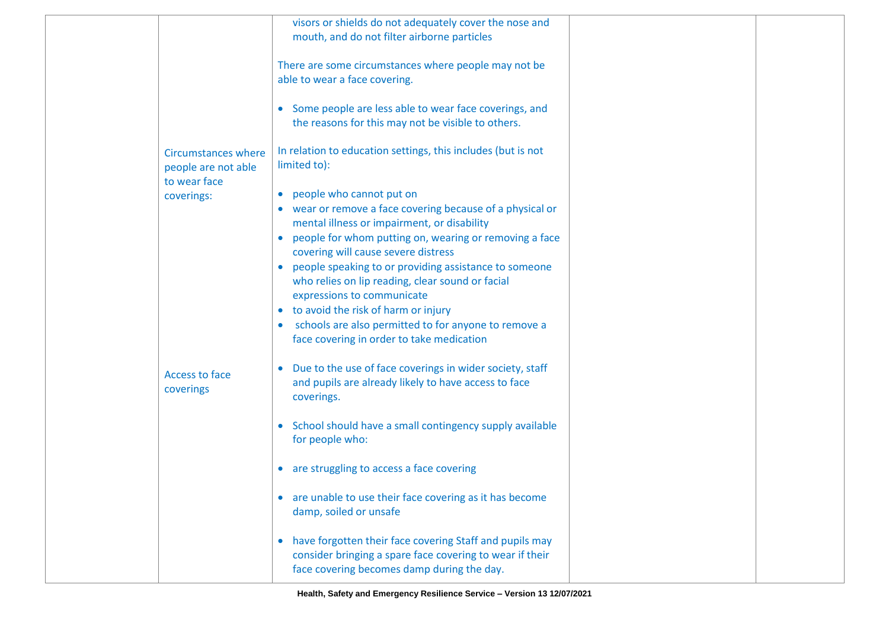| | | | | |
|---|---|---|---|---|
| | | visors or shields do not adequately cover the nose and mouth, and do not filter airborne particles<br><br>There are some circumstances where people may not be able to wear a face covering.<br><br>• Some people are less able to wear face coverings, and the reasons for this may not be visible to others. | | |
| | Circumstances where people are not able to wear face coverings: | In relation to education settings, this includes (but is not limited to):<br><br>• people who cannot put on<br>• wear or remove a face covering because of a physical or mental illness or impairment, or disability<br>• people for whom putting on, wearing or removing a face covering will cause severe distress<br>• people speaking to or providing assistance to someone who relies on lip reading, clear sound or facial expressions to communicate<br>• to avoid the risk of harm or injury<br>• schools are also permitted to for anyone to remove a face covering in order to take medication | | |
| | Access to face coverings | • Due to the use of face coverings in wider society, staff and pupils are already likely to have access to face coverings.<br><br>• School should have a small contingency supply available for people who:<br><br>• are struggling to access a face covering<br><br>• are unable to use their face covering as it has become damp, soiled or unsafe<br><br>• have forgotten their face covering Staff and pupils may consider bringing a spare face covering to wear if their face covering becomes damp during the day. | | |

Health, Safety and Emergency Resilience Service – Version 13 12/07/2021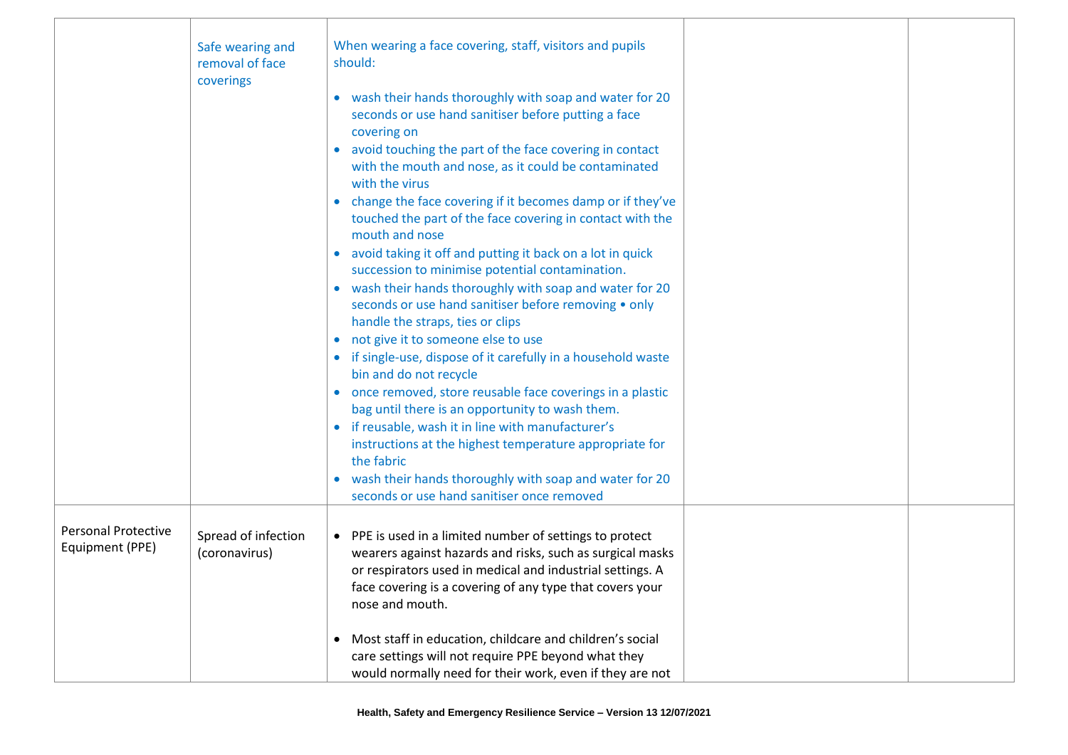| | | | | |
|---|---|---|---|---|
| | Safe wearing and removal of face coverings | When wearing a face covering, staff, visitors and pupils should:<br><br>• wash their hands thoroughly with soap and water for 20 seconds or use hand sanitiser before putting a face covering on<br>• avoid touching the part of the face covering in contact with the mouth and nose, as it could be contaminated with the virus<br>• change the face covering if it becomes damp or if they've touched the part of the face covering in contact with the mouth and nose<br>• avoid taking it off and putting it back on a lot in quick succession to minimise potential contamination.<br>• wash their hands thoroughly with soap and water for 20 seconds or use hand sanitiser before removing • only handle the straps, ties or clips<br>• not give it to someone else to use<br>• if single-use, dispose of it carefully in a household waste bin and do not recycle<br>• once removed, store reusable face coverings in a plastic bag until there is an opportunity to wash them.<br>• if reusable, wash it in line with manufacturer's instructions at the highest temperature appropriate for the fabric<br>• wash their hands thoroughly with soap and water for 20 seconds or use hand sanitiser once removed | | |
| Personal Protective Equipment (PPE) | Spread of infection (coronavirus) | • PPE is used in a limited number of settings to protect wearers against hazards and risks, such as surgical masks or respirators used in medical and industrial settings. A face covering is a covering of any type that covers your nose and mouth.<br><br>• Most staff in education, childcare and children's social care settings will not require PPE beyond what they would normally need for their work, even if they are not | | |

**Health, Safety and Emergency Resilience Service – Version 13 12/07/2021**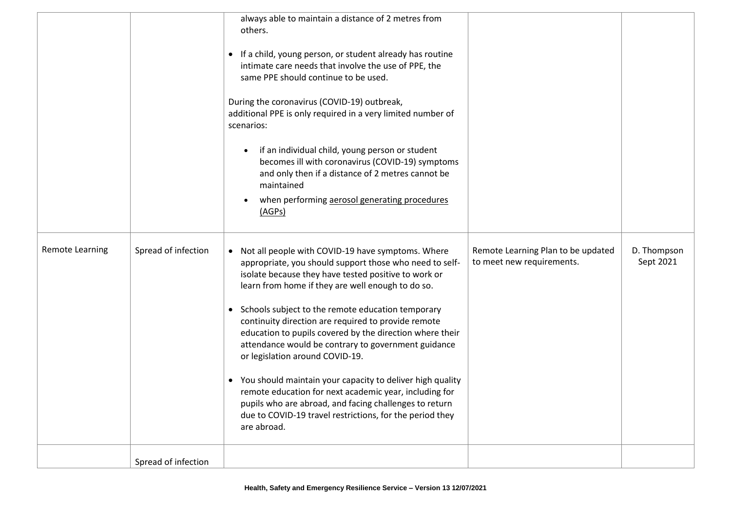| | | | | |
|---|---|---|---|---|
| | | always able to maintain a distance of 2 metres from others.<br><br>• If a child, young person, or student already has routine intimate care needs that involve the use of PPE, the same PPE should continue to be used.<br><br>During the coronavirus (COVID-19) outbreak, additional PPE is only required in a very limited number of scenarios:<br><br>• if an individual child, young person or student becomes ill with coronavirus (COVID-19) symptoms and only then if a distance of 2 metres cannot be maintained<br>• when performing aerosol generating procedures (AGPs) | | |
| Remote Learning | Spread of infection | • Not all people with COVID-19 have symptoms. Where appropriate, you should support those who need to self-isolate because they have tested positive to work or learn from home if they are well enough to do so.<br><br>• Schools subject to the remote education temporary continuity direction are required to provide remote education to pupils covered by the direction where their attendance would be contrary to government guidance or legislation around COVID-19.<br><br>• You should maintain your capacity to deliver high quality remote education for next academic year, including for pupils who are abroad, and facing challenges to return due to COVID-19 travel restrictions, for the period they are abroad. | Remote Learning Plan to be updated to meet new requirements. | D. Thompson Sept 2021 |
| | Spread of infection | | | |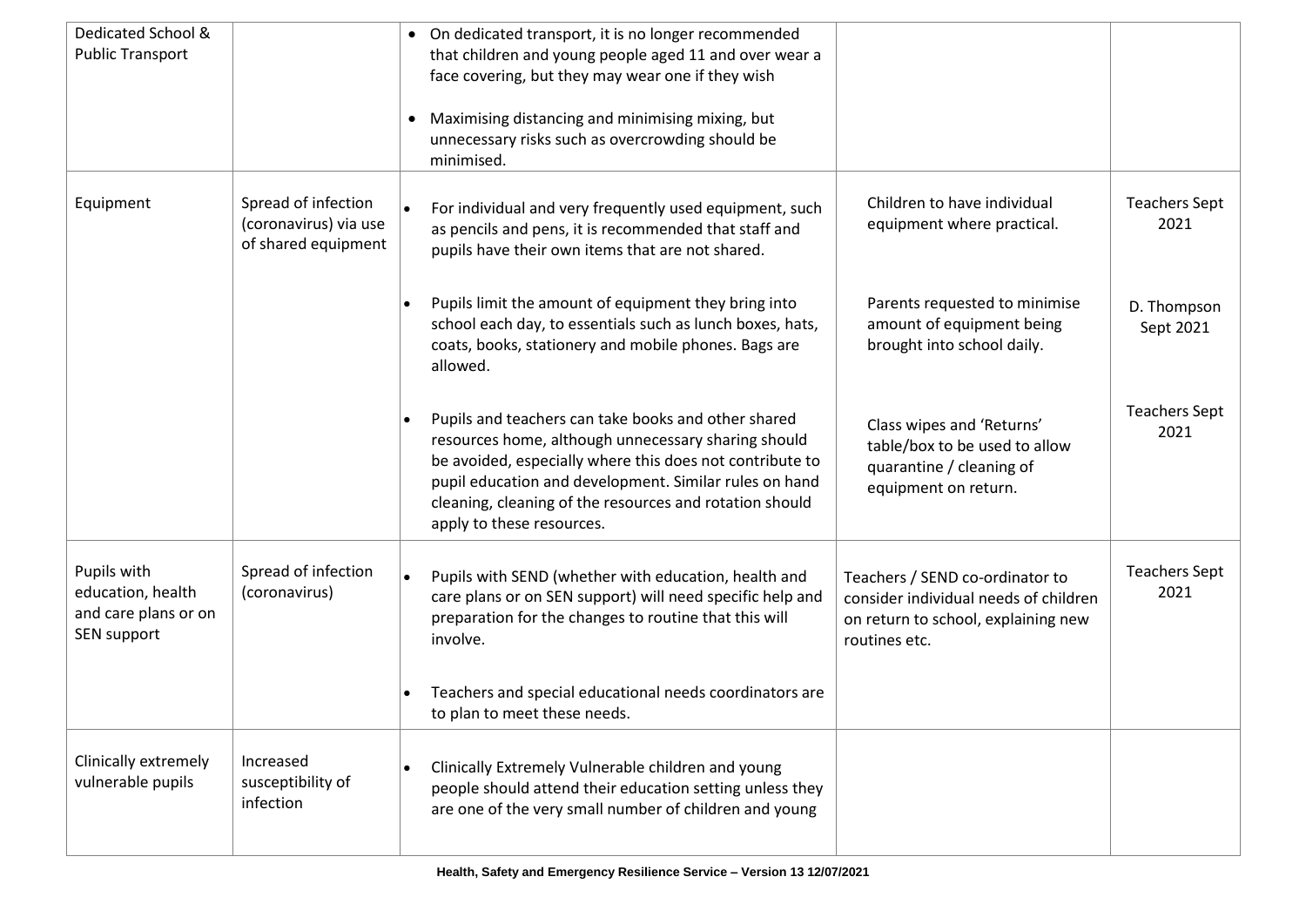| Dedicated School & Public Transport | | • On dedicated transport, it is no longer recommended that children and young people aged 11 and over wear a face covering, but they may wear one if they wish<br><br>• Maximising distancing and minimising mixing, but unnecessary risks such as overcrowding should be minimised. | | |
|---|---|---|---|---|
| Equipment | Spread of infection (coronavirus) via use of shared equipment | • For individual and very frequently used equipment, such as pencils and pens, it is recommended that staff and pupils have their own items that are not shared. | Children to have individual equipment where practical. | Teachers Sept 2021 |
| | | • Pupils limit the amount of equipment they bring into school each day, to essentials such as lunch boxes, hats, coats, books, stationery and mobile phones. Bags are allowed. | Parents requested to minimise amount of equipment being brought into school daily. | D. Thompson Sept 2021 |
| | | • Pupils and teachers can take books and other shared resources home, although unnecessary sharing should be avoided, especially where this does not contribute to pupil education and development. Similar rules on hand cleaning, cleaning of the resources and rotation should apply to these resources. | Class wipes and 'Returns' table/box to be used to allow quarantine / cleaning of equipment on return. | Teachers Sept 2021 |
| Pupils with education, health and care plans or on SEN support | Spread of infection (coronavirus) | • Pupils with SEND (whether with education, health and care plans or on SEN support) will need specific help and preparation for the changes to routine that this will involve.<br><br>• Teachers and special educational needs coordinators are to plan to meet these needs. | Teachers / SEND co-ordinator to consider individual needs of children on return to school, explaining new routines etc. | Teachers Sept 2021 |
| Clinically extremely vulnerable pupils | Increased susceptibility of infection | • Clinically Extremely Vulnerable children and young people should attend their education setting unless they are one of the very small number of children and young | | |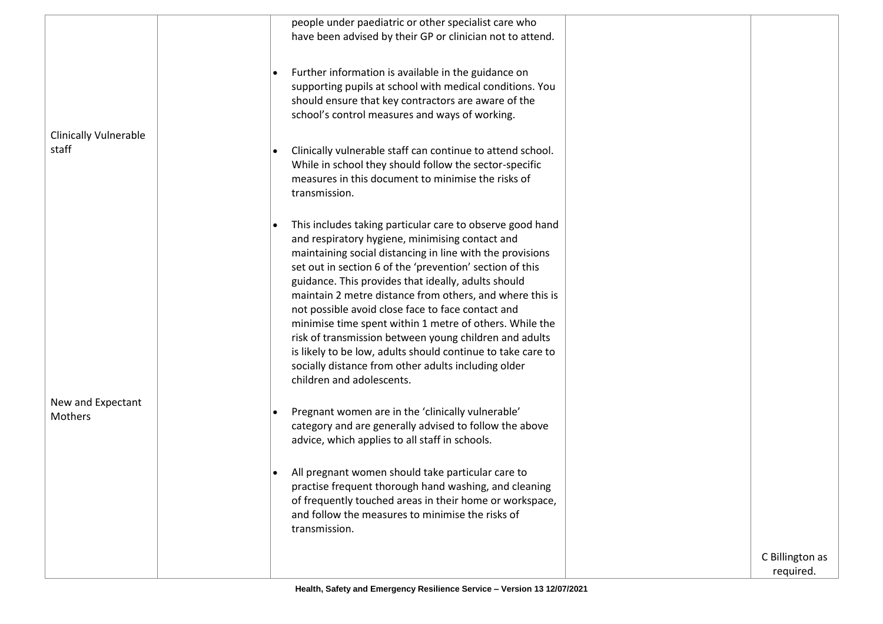|  |  |  |  |  |
|---|---|---|---|---|
| Clinically Vulnerable staff<br><br>New and Expectant Mothers |  | people under paediatric or other specialist care who have been advised by their GP or clinician not to attend.<br><br>• Further information is available in the guidance on supporting pupils at school with medical conditions. You should ensure that key contractors are aware of the school's control measures and ways of working.<br><br>• Clinically vulnerable staff can continue to attend school. While in school they should follow the sector-specific measures in this document to minimise the risks of transmission.<br><br>• This includes taking particular care to observe good hand and respiratory hygiene, minimising contact and maintaining social distancing in line with the provisions set out in section 6 of the 'prevention' section of this guidance. This provides that ideally, adults should maintain 2 metre distance from others, and where this is not possible avoid close face to face contact and minimise time spent within 1 metre of others. While the risk of transmission between young children and adults is likely to be low, adults should continue to take care to socially distance from other adults including older children and adolescents.<br><br>• Pregnant women are in the 'clinically vulnerable' category and are generally advised to follow the above advice, which applies to all staff in schools.<br><br>• All pregnant women should take particular care to practise frequent thorough hand washing, and cleaning of frequently touched areas in their home or workspace, and follow the measures to minimise the risks of transmission. |  | C Billington as required. |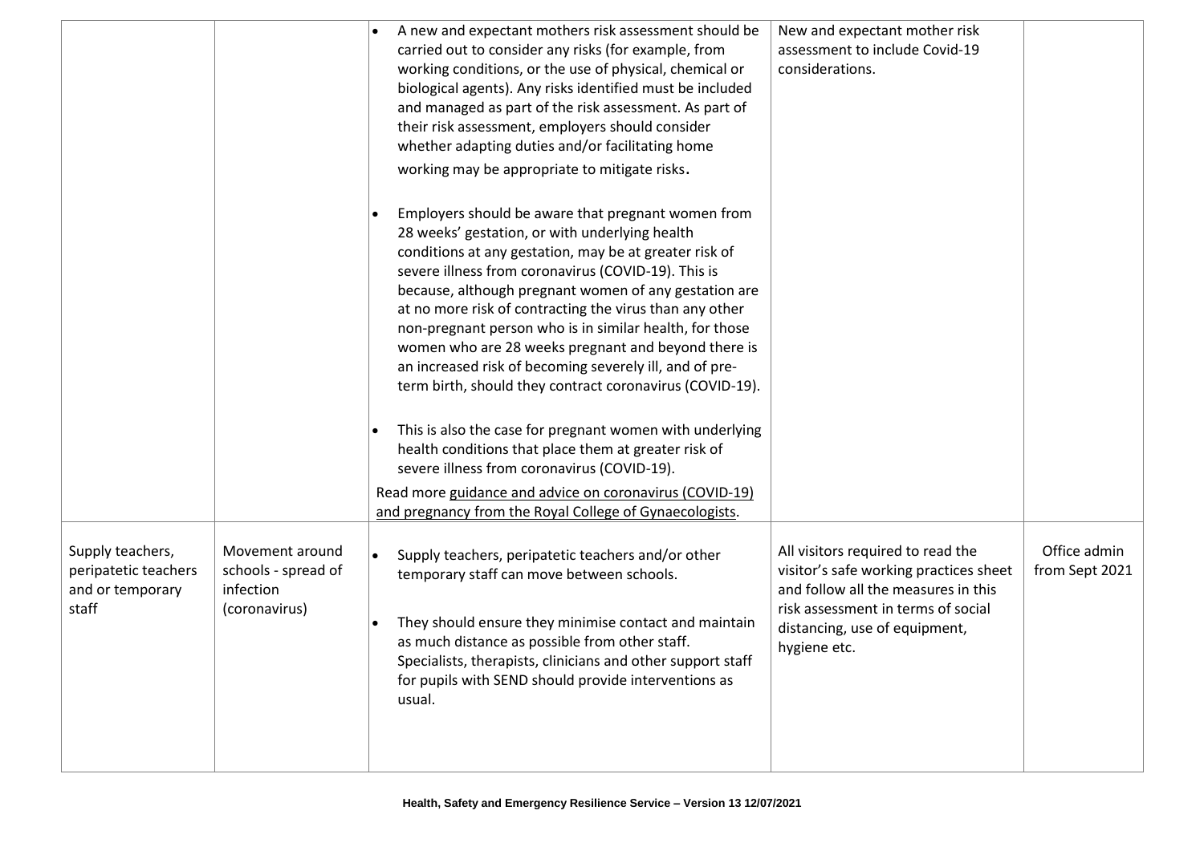| | | | | |
|---|---|---|---|---|
| | | • A new and expectant mothers risk assessment should be carried out to consider any risks (for example, from working conditions, or the use of physical, chemical or biological agents). Any risks identified must be included and managed as part of the risk assessment. As part of their risk assessment, employers should consider whether adapting duties and/or facilitating home working may be appropriate to mitigate risks.<br><br>• Employers should be aware that pregnant women from 28 weeks' gestation, or with underlying health conditions at any gestation, may be at greater risk of severe illness from coronavirus (COVID-19). This is because, although pregnant women of any gestation are at no more risk of contracting the virus than any other non-pregnant person who is in similar health, for those women who are 28 weeks pregnant and beyond there is an increased risk of becoming severely ill, and of pre-term birth, should they contract coronavirus (COVID-19).<br><br>• This is also the case for pregnant women with underlying health conditions that place them at greater risk of severe illness from coronavirus (COVID-19).<br><br>Read more guidance and advice on coronavirus (COVID-19) and pregnancy from the Royal College of Gynaecologists. | New and expectant mother risk assessment to include Covid-19 considerations. | |
| Supply teachers, peripatetic teachers and or temporary staff | Movement around schools - spread of infection (coronavirus) | • Supply teachers, peripatetic teachers and/or other temporary staff can move between schools.<br><br>• They should ensure they minimise contact and maintain as much distance as possible from other staff. Specialists, therapists, clinicians and other support staff for pupils with SEND should provide interventions as usual. | All visitors required to read the visitor's safe working practices sheet and follow all the measures in this risk assessment in terms of social distancing, use of equipment, hygiene etc. | Office admin from Sept 2021 |

**Health, Safety and Emergency Resilience Service – Version 13 12/07/2021**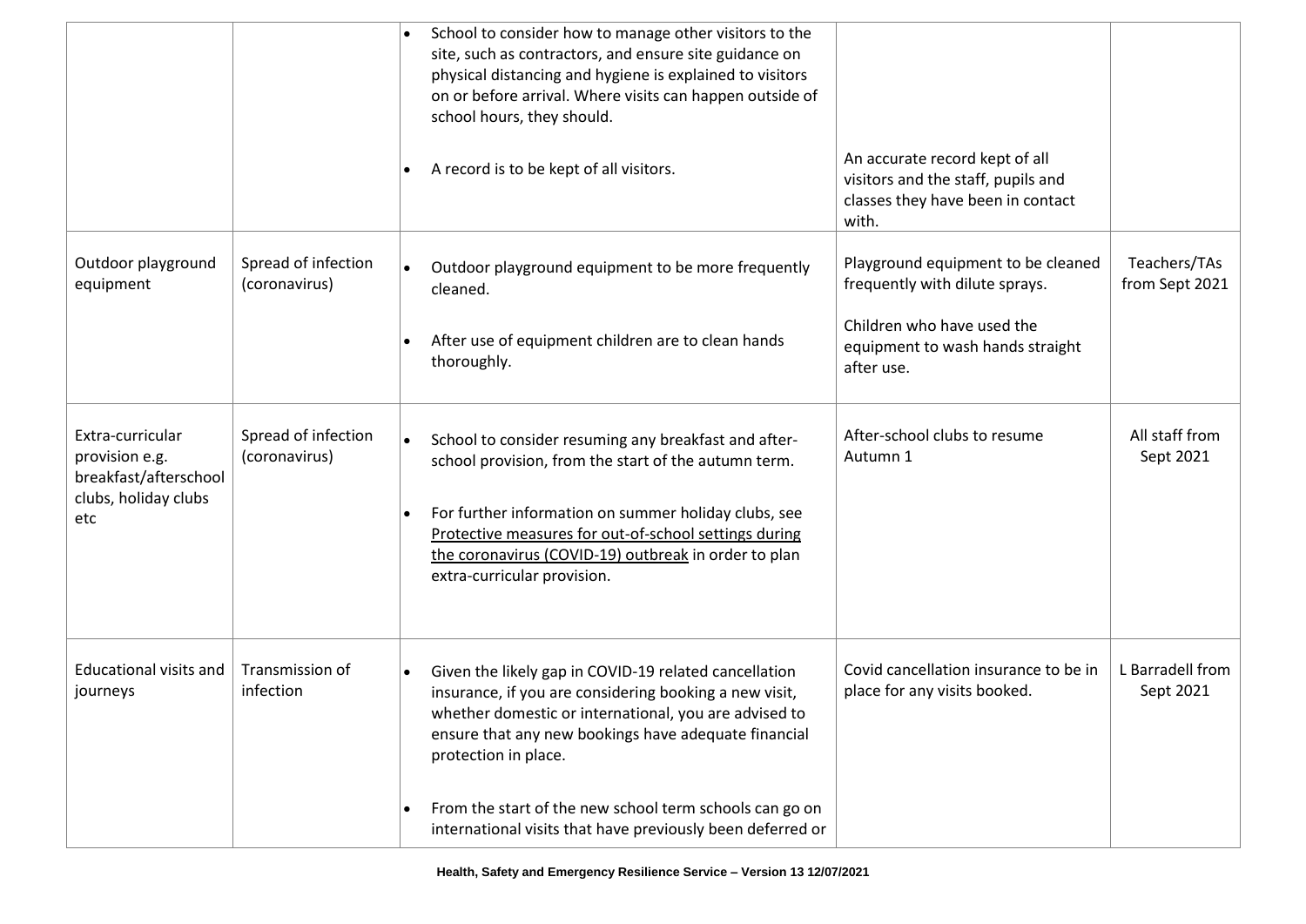| | | | | |
|---|---|---|---|---|
| | | • School to consider how to manage other visitors to the site, such as contractors, and ensure site guidance on physical distancing and hygiene is explained to visitors on or before arrival. Where visits can happen outside of school hours, they should.<br><br>• A record is to be kept of all visitors. | An accurate record kept of all visitors and the staff, pupils and classes they have been in contact with. | |
| Outdoor playground equipment | Spread of infection (coronavirus) | • Outdoor playground equipment to be more frequently cleaned.<br><br>• After use of equipment children are to clean hands thoroughly. | Playground equipment to be cleaned frequently with dilute sprays.<br><br>Children who have used the equipment to wash hands straight after use. | Teachers/TAs from Sept 2021 |
| Extra-curricular provision e.g. breakfast/afterschool clubs, holiday clubs etc | Spread of infection (coronavirus) | • School to consider resuming any breakfast and after-school provision, from the start of the autumn term.<br><br>• For further information on summer holiday clubs, see Protective measures for out-of-school settings during the coronavirus (COVID-19) outbreak in order to plan extra-curricular provision. | After-school clubs to resume Autumn 1 | All staff from Sept 2021 |
| Educational visits and journeys | Transmission of infection | • Given the likely gap in COVID-19 related cancellation insurance, if you are considering booking a new visit, whether domestic or international, you are advised to ensure that any new bookings have adequate financial protection in place.<br><br>• From the start of the new school term schools can go on international visits that have previously been deferred or | Covid cancellation insurance to be in place for any visits booked. | L Barradell from Sept 2021 |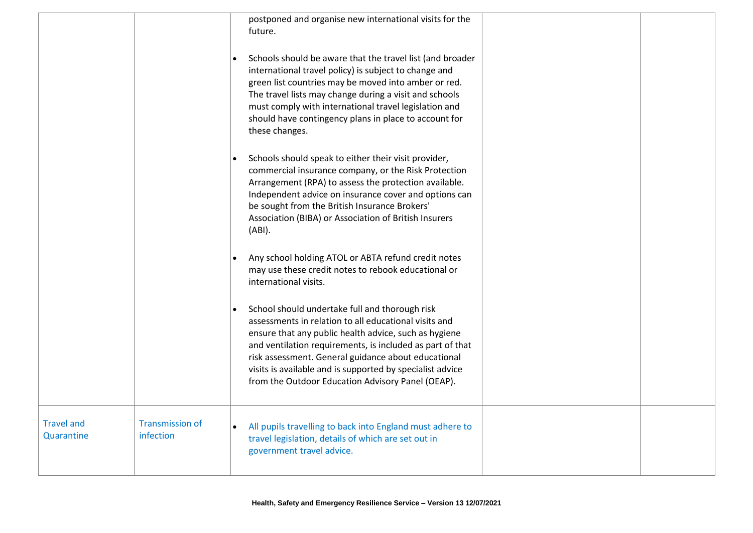| | | | | |
|---|---|---|---|---|
| | | postponed and organise new international visits for the future.<br><br>• Schools should be aware that the travel list (and broader international travel policy) is subject to change and green list countries may be moved into amber or red. The travel lists may change during a visit and schools must comply with international travel legislation and should have contingency plans in place to account for these changes.<br><br>• Schools should speak to either their visit provider, commercial insurance company, or the Risk Protection Arrangement (RPA) to assess the protection available. Independent advice on insurance cover and options can be sought from the British Insurance Brokers' Association (BIBA) or Association of British Insurers (ABI).<br><br>• Any school holding ATOL or ABTA refund credit notes may use these credit notes to rebook educational or international visits.<br><br>• School should undertake full and thorough risk assessments in relation to all educational visits and ensure that any public health advice, such as hygiene and ventilation requirements, is included as part of that risk assessment. General guidance about educational visits is available and is supported by specialist advice from the Outdoor Education Advisory Panel (OEAP). | | |
| Travel and Quarantine | Transmission of infection | • All pupils travelling to back into England must adhere to travel legislation, details of which are set out in government travel advice. | | |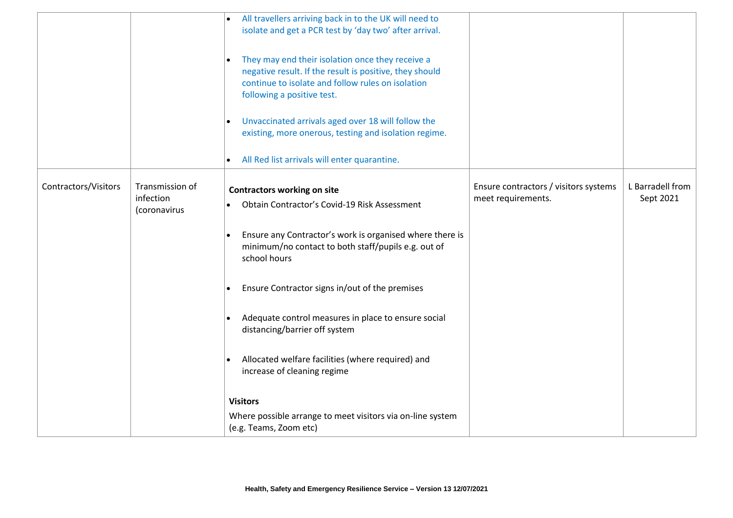| | | | | |
|---|---|---|---|---|
| | | • All travellers arriving back in to the UK will need to isolate and get a PCR test by 'day two' after arrival.<br><br>• They may end their isolation once they receive a negative result. If the result is positive, they should continue to isolate and follow rules on isolation following a positive test.<br><br>• Unvaccinated arrivals aged over 18 will follow the existing, more onerous, testing and isolation regime.<br><br>• All Red list arrivals will enter quarantine. | | |
| Contractors/Visitors | Transmission of infection (coronavirus | **Contractors working on site**<br>• Obtain Contractor's Covid-19 Risk Assessment<br><br>• Ensure any Contractor's work is organised where there is minimum/no contact to both staff/pupils e.g. out of school hours<br><br>• Ensure Contractor signs in/out of the premises<br><br>• Adequate control measures in place to ensure social distancing/barrier off system<br><br>• Allocated welfare facilities (where required) and increase of cleaning regime<br><br>**Visitors**<br>Where possible arrange to meet visitors via on-line system (e.g. Teams, Zoom etc) | Ensure contractors / visitors systems meet requirements. | L Barradell from Sept 2021 |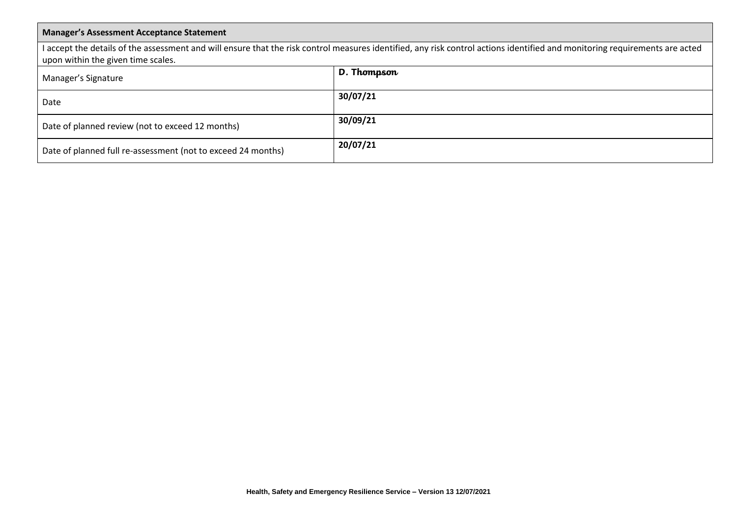| Manager's Assessment Acceptance Statement | |
|---|---|
| I accept the details of the assessment and will ensure that the risk control measures identified, any risk control actions identified and monitoring requirements are acted upon within the given time scales. | |
| Manager's Signature | D. Thompson |
| Date | **30/07/21** |
| Date of planned review (not to exceed 12 months) | **30/09/21** |
| Date of planned full re-assessment (not to exceed 24 months) | **20/07/21** |